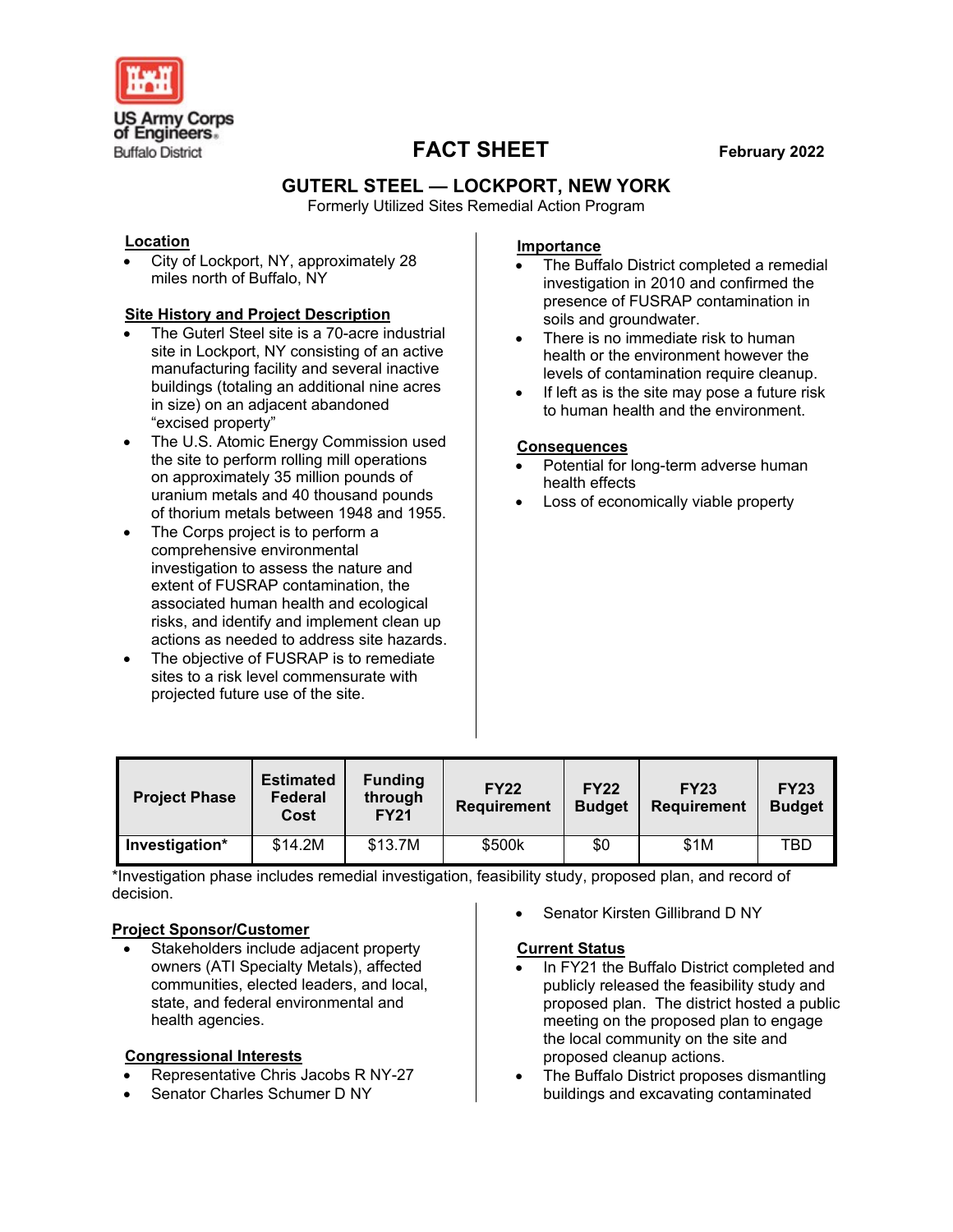US Army Corps of Engineers
Buffalo District

# FACT SHEET

February 2022

## GUTERL STEEL — LOCKPORT, NEW YORK

Formerly Utilized Sites Remedial Action Program

### Location

- City of Lockport, NY, approximately 28 miles north of Buffalo, NY

### Site History and Project Description

- The Guterl Steel site is a 70-acre industrial site in Lockport, NY consisting of an active manufacturing facility and several inactive buildings (totaling an additional nine acres in size) on an adjacent abandoned "excised property"
- The U.S. Atomic Energy Commission used the site to perform rolling mill operations on approximately 35 million pounds of uranium metals and 40 thousand pounds of thorium metals between 1948 and 1955.
- The Corps project is to perform a comprehensive environmental investigation to assess the nature and extent of FUSRAP contamination, the associated human health and ecological risks, and identify and implement clean up actions as needed to address site hazards.
- The objective of FUSRAP is to remediate sites to a risk level commensurate with projected future use of the site.

### Importance

- The Buffalo District completed a remedial investigation in 2010 and confirmed the presence of FUSRAP contamination in soils and groundwater.
- There is no immediate risk to human health or the environment however the levels of contamination require cleanup.
- If left as is the site may pose a future risk to human health and the environment.

### Consequences

- Potential for long-term adverse human health effects
- Loss of economically viable property

| Project Phase | Estimated Federal Cost | Funding through FY21 | FY22 Requirement | FY22 Budget | FY23 Requirement | FY23 Budget |
|---|---|---|---|---|---|---|
| Investigation* | $14.2M | $13.7M | $500k | $0 | $1M | TBD |

*Investigation phase includes remedial investigation, feasibility study, proposed plan, and record of decision.

### Project Sponsor/Customer

- Stakeholders include adjacent property owners (ATI Specialty Metals), affected communities, elected leaders, and local, state, and federal environmental and health agencies.

### Congressional Interests

- Representative Chris Jacobs R NY-27
- Senator Charles Schumer D NY
- Senator Kirsten Gillibrand D NY

### Current Status

- In FY21 the Buffalo District completed and publicly released the feasibility study and proposed plan. The district hosted a public meeting on the proposed plan to engage the local community on the site and proposed cleanup actions.
- The Buffalo District proposes dismantling buildings and excavating contaminated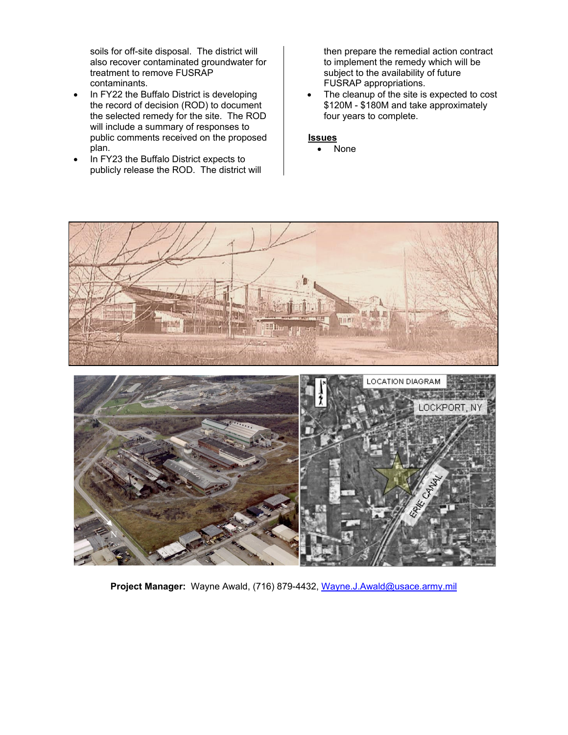soils for off-site disposal. The district will also recover contaminated groundwater for treatment to remove FUSRAP contaminants.

- In FY22 the Buffalo District is developing the record of decision (ROD) to document the selected remedy for the site. The ROD will include a summary of responses to public comments received on the proposed plan.
- In FY23 the Buffalo District expects to publicly release the ROD. The district will then prepare the remedial action contract to implement the remedy which will be subject to the availability of future FUSRAP appropriations.
- The cleanup of the site is expected to cost $120M - $180M and take approximately four years to complete.

**Issues**

- None

**Project Manager:** Wayne Awald, (716) 879-4432, Wayne.J.Awald@usace.army.mil